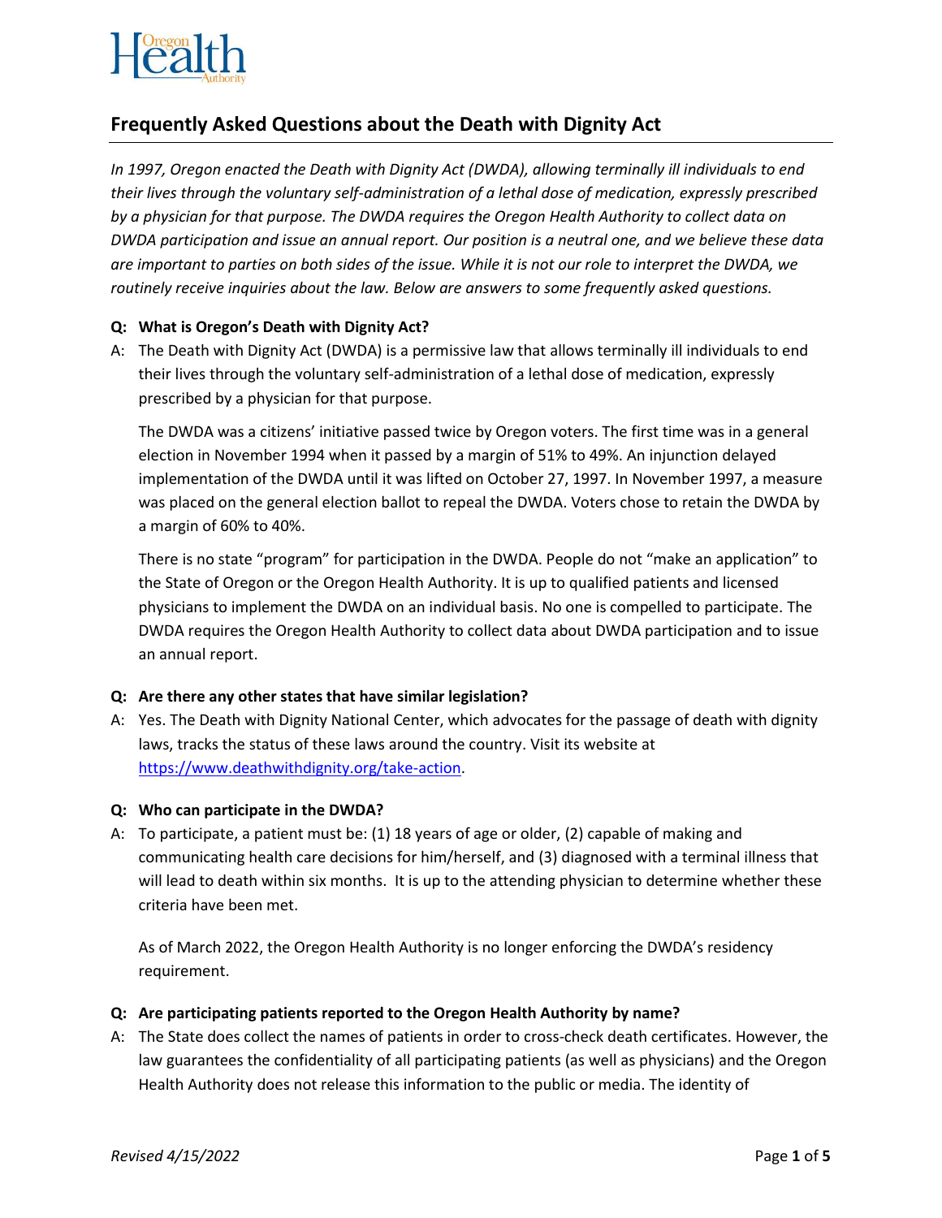# Frequently Asked Questions about the Death with Dignity Act

*In 1997, Oregon enacted the Death with Dignity Act (DWDA), allowing terminally ill individuals to end their lives through the voluntary self-administration of a lethal dose of medication, expressly prescribed by a physician for that purpose. The DWDA requires the Oregon Health Authority to collect data on DWDA participation and issue an annual report. Our position is a neutral one, and we believe these data are important to parties on both sides of the issue. While it is not our role to interpret the DWDA, we routinely receive inquiries about the law. Below are answers to some frequently asked questions.*

**Q: What is Oregon's Death with Dignity Act?**

A: The Death with Dignity Act (DWDA) is a permissive law that allows terminally ill individuals to end their lives through the voluntary self-administration of a lethal dose of medication, expressly prescribed by a physician for that purpose.

The DWDA was a citizens' initiative passed twice by Oregon voters. The first time was in a general election in November 1994 when it passed by a margin of 51% to 49%. An injunction delayed implementation of the DWDA until it was lifted on October 27, 1997. In November 1997, a measure was placed on the general election ballot to repeal the DWDA. Voters chose to retain the DWDA by a margin of 60% to 40%.

There is no state "program" for participation in the DWDA. People do not "make an application" to the State of Oregon or the Oregon Health Authority. It is up to qualified patients and licensed physicians to implement the DWDA on an individual basis. No one is compelled to participate. The DWDA requires the Oregon Health Authority to collect data about DWDA participation and to issue an annual report.

**Q: Are there any other states that have similar legislation?**

A: Yes. The Death with Dignity National Center, which advocates for the passage of death with dignity laws, tracks the status of these laws around the country. Visit its website at [https://www.deathwithdignity.org/take-action](https://www.deathwithdignity.org/take-action).

**Q: Who can participate in the DWDA?**

A: To participate, a patient must be: (1) 18 years of age or older, (2) capable of making and communicating health care decisions for him/herself, and (3) diagnosed with a terminal illness that will lead to death within six months. It is up to the attending physician to determine whether these criteria have been met.

As of March 2022, the Oregon Health Authority is no longer enforcing the DWDA's residency requirement.

**Q: Are participating patients reported to the Oregon Health Authority by name?**

A: The State does collect the names of patients in order to cross-check death certificates. However, the law guarantees the confidentiality of all participating patients (as well as physicians) and the Oregon Health Authority does not release this information to the public or media. The identity of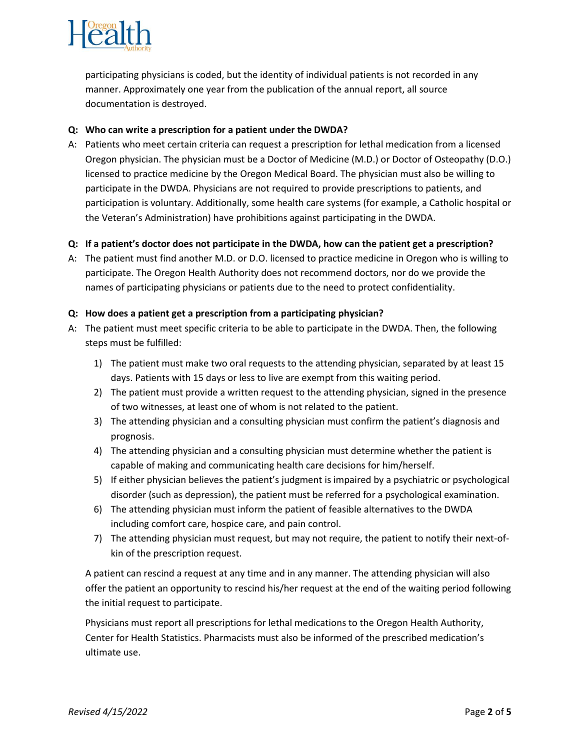participating physicians is coded, but the identity of individual patients is not recorded in any manner. Approximately one year from the publication of the annual report, all source documentation is destroyed.

**Q: Who can write a prescription for a patient under the DWDA?**

A: Patients who meet certain criteria can request a prescription for lethal medication from a licensed Oregon physician. The physician must be a Doctor of Medicine (M.D.) or Doctor of Osteopathy (D.O.) licensed to practice medicine by the Oregon Medical Board. The physician must also be willing to participate in the DWDA. Physicians are not required to provide prescriptions to patients, and participation is voluntary. Additionally, some health care systems (for example, a Catholic hospital or the Veteran's Administration) have prohibitions against participating in the DWDA.

**Q: If a patient's doctor does not participate in the DWDA, how can the patient get a prescription?**

A: The patient must find another M.D. or D.O. licensed to practice medicine in Oregon who is willing to participate. The Oregon Health Authority does not recommend doctors, nor do we provide the names of participating physicians or patients due to the need to protect confidentiality.

**Q: How does a patient get a prescription from a participating physician?**

A: The patient must meet specific criteria to be able to participate in the DWDA. Then, the following steps must be fulfilled:

1) The patient must make two oral requests to the attending physician, separated by at least 15 days. Patients with 15 days or less to live are exempt from this waiting period.
2) The patient must provide a written request to the attending physician, signed in the presence of two witnesses, at least one of whom is not related to the patient.
3) The attending physician and a consulting physician must confirm the patient's diagnosis and prognosis.
4) The attending physician and a consulting physician must determine whether the patient is capable of making and communicating health care decisions for him/herself.
5) If either physician believes the patient's judgment is impaired by a psychiatric or psychological disorder (such as depression), the patient must be referred for a psychological examination.
6) The attending physician must inform the patient of feasible alternatives to the DWDA including comfort care, hospice care, and pain control.
7) The attending physician must request, but may not require, the patient to notify their next-of-kin of the prescription request.

A patient can rescind a request at any time and in any manner. The attending physician will also offer the patient an opportunity to rescind his/her request at the end of the waiting period following the initial request to participate.

Physicians must report all prescriptions for lethal medications to the Oregon Health Authority, Center for Health Statistics. Pharmacists must also be informed of the prescribed medication's ultimate use.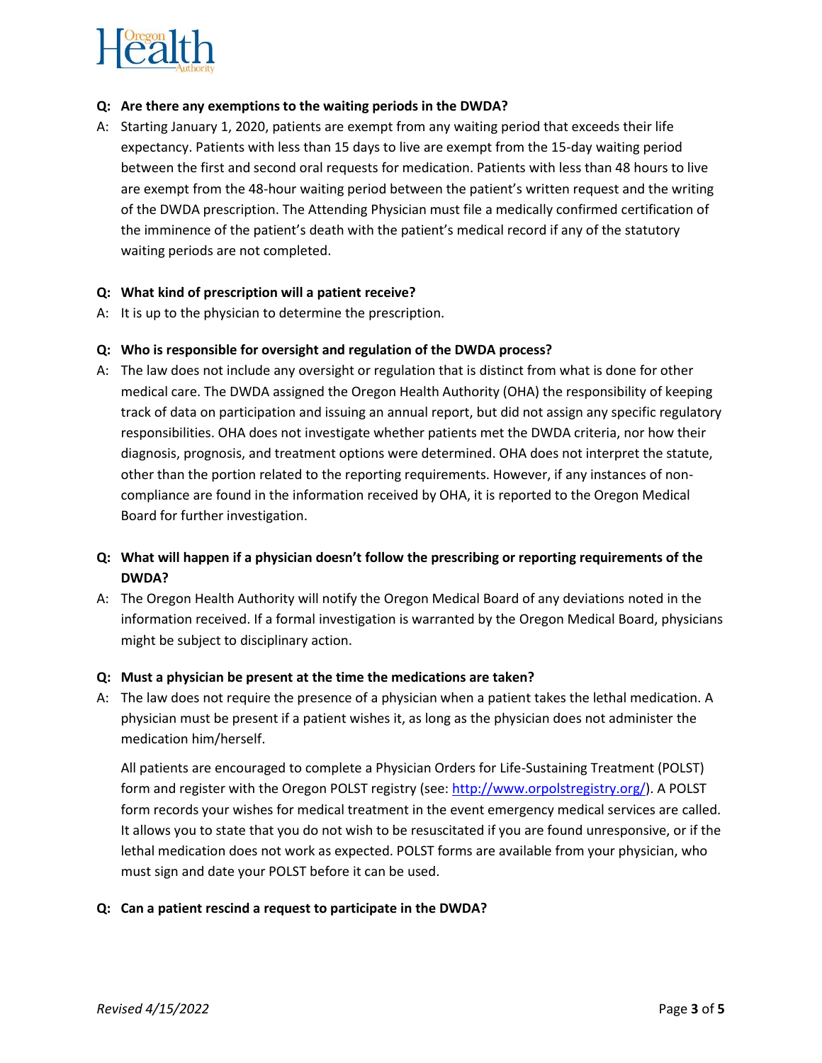**Q: Are there any exemptions to the waiting periods in the DWDA?**

A: Starting January 1, 2020, patients are exempt from any waiting period that exceeds their life expectancy. Patients with less than 15 days to live are exempt from the 15-day waiting period between the first and second oral requests for medication. Patients with less than 48 hours to live are exempt from the 48-hour waiting period between the patient's written request and the writing of the DWDA prescription. The Attending Physician must file a medically confirmed certification of the imminence of the patient's death with the patient's medical record if any of the statutory waiting periods are not completed.

**Q: What kind of prescription will a patient receive?**

A: It is up to the physician to determine the prescription.

**Q: Who is responsible for oversight and regulation of the DWDA process?**

A: The law does not include any oversight or regulation that is distinct from what is done for other medical care. The DWDA assigned the Oregon Health Authority (OHA) the responsibility of keeping track of data on participation and issuing an annual report, but did not assign any specific regulatory responsibilities. OHA does not investigate whether patients met the DWDA criteria, nor how their diagnosis, prognosis, and treatment options were determined. OHA does not interpret the statute, other than the portion related to the reporting requirements. However, if any instances of non-compliance are found in the information received by OHA, it is reported to the Oregon Medical Board for further investigation.

**Q: What will happen if a physician doesn't follow the prescribing or reporting requirements of the DWDA?**

A: The Oregon Health Authority will notify the Oregon Medical Board of any deviations noted in the information received. If a formal investigation is warranted by the Oregon Medical Board, physicians might be subject to disciplinary action.

**Q: Must a physician be present at the time the medications are taken?**

A: The law does not require the presence of a physician when a patient takes the lethal medication. A physician must be present if a patient wishes it, as long as the physician does not administer the medication him/herself.

All patients are encouraged to complete a Physician Orders for Life-Sustaining Treatment (POLST) form and register with the Oregon POLST registry (see: [http://www.orpolstregistry.org/](http://www.orpolstregistry.org/)). A POLST form records your wishes for medical treatment in the event emergency medical services are called. It allows you to state that you do not wish to be resuscitated if you are found unresponsive, or if the lethal medication does not work as expected. POLST forms are available from your physician, who must sign and date your POLST before it can be used.

**Q: Can a patient rescind a request to participate in the DWDA?**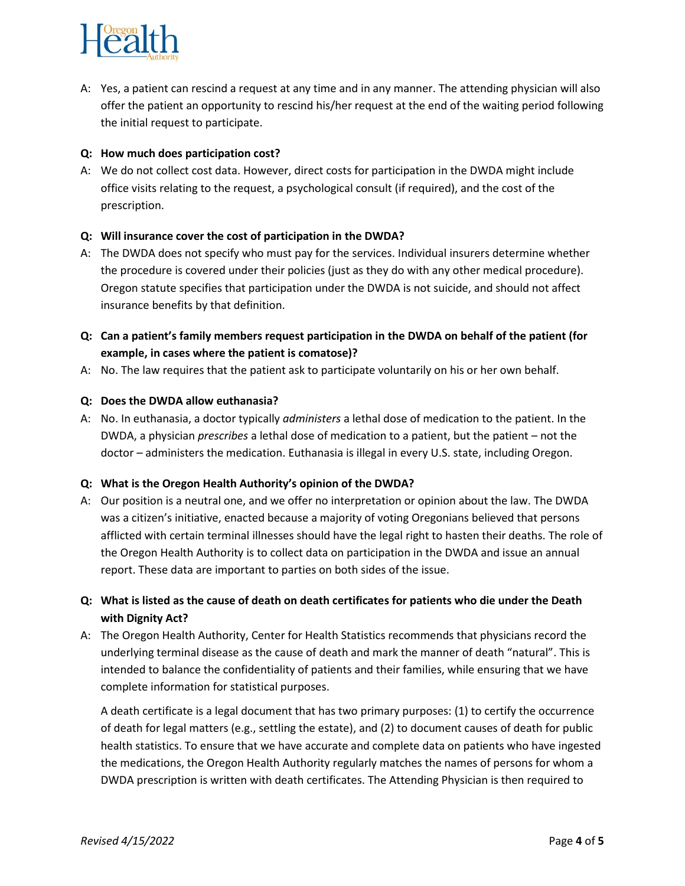A: Yes, a patient can rescind a request at any time and in any manner. The attending physician will also offer the patient an opportunity to rescind his/her request at the end of the waiting period following the initial request to participate.

**Q: How much does participation cost?**

A: We do not collect cost data. However, direct costs for participation in the DWDA might include office visits relating to the request, a psychological consult (if required), and the cost of the prescription.

**Q: Will insurance cover the cost of participation in the DWDA?**

A: The DWDA does not specify who must pay for the services. Individual insurers determine whether the procedure is covered under their policies (just as they do with any other medical procedure). Oregon statute specifies that participation under the DWDA is not suicide, and should not affect insurance benefits by that definition.

**Q: Can a patient's family members request participation in the DWDA on behalf of the patient (for example, in cases where the patient is comatose)?**

A: No. The law requires that the patient ask to participate voluntarily on his or her own behalf.

**Q: Does the DWDA allow euthanasia?**

A: No. In euthanasia, a doctor typically *administers* a lethal dose of medication to the patient. In the DWDA, a physician *prescribes* a lethal dose of medication to a patient, but the patient – not the doctor – administers the medication. Euthanasia is illegal in every U.S. state, including Oregon.

**Q: What is the Oregon Health Authority's opinion of the DWDA?**

A: Our position is a neutral one, and we offer no interpretation or opinion about the law. The DWDA was a citizen's initiative, enacted because a majority of voting Oregonians believed that persons afflicted with certain terminal illnesses should have the legal right to hasten their deaths. The role of the Oregon Health Authority is to collect data on participation in the DWDA and issue an annual report. These data are important to parties on both sides of the issue.

**Q: What is listed as the cause of death on death certificates for patients who die under the Death with Dignity Act?**

A: The Oregon Health Authority, Center for Health Statistics recommends that physicians record the underlying terminal disease as the cause of death and mark the manner of death "natural". This is intended to balance the confidentiality of patients and their families, while ensuring that we have complete information for statistical purposes.

A death certificate is a legal document that has two primary purposes: (1) to certify the occurrence of death for legal matters (e.g., settling the estate), and (2) to document causes of death for public health statistics. To ensure that we have accurate and complete data on patients who have ingested the medications, the Oregon Health Authority regularly matches the names of persons for whom a DWDA prescription is written with death certificates. The Attending Physician is then required to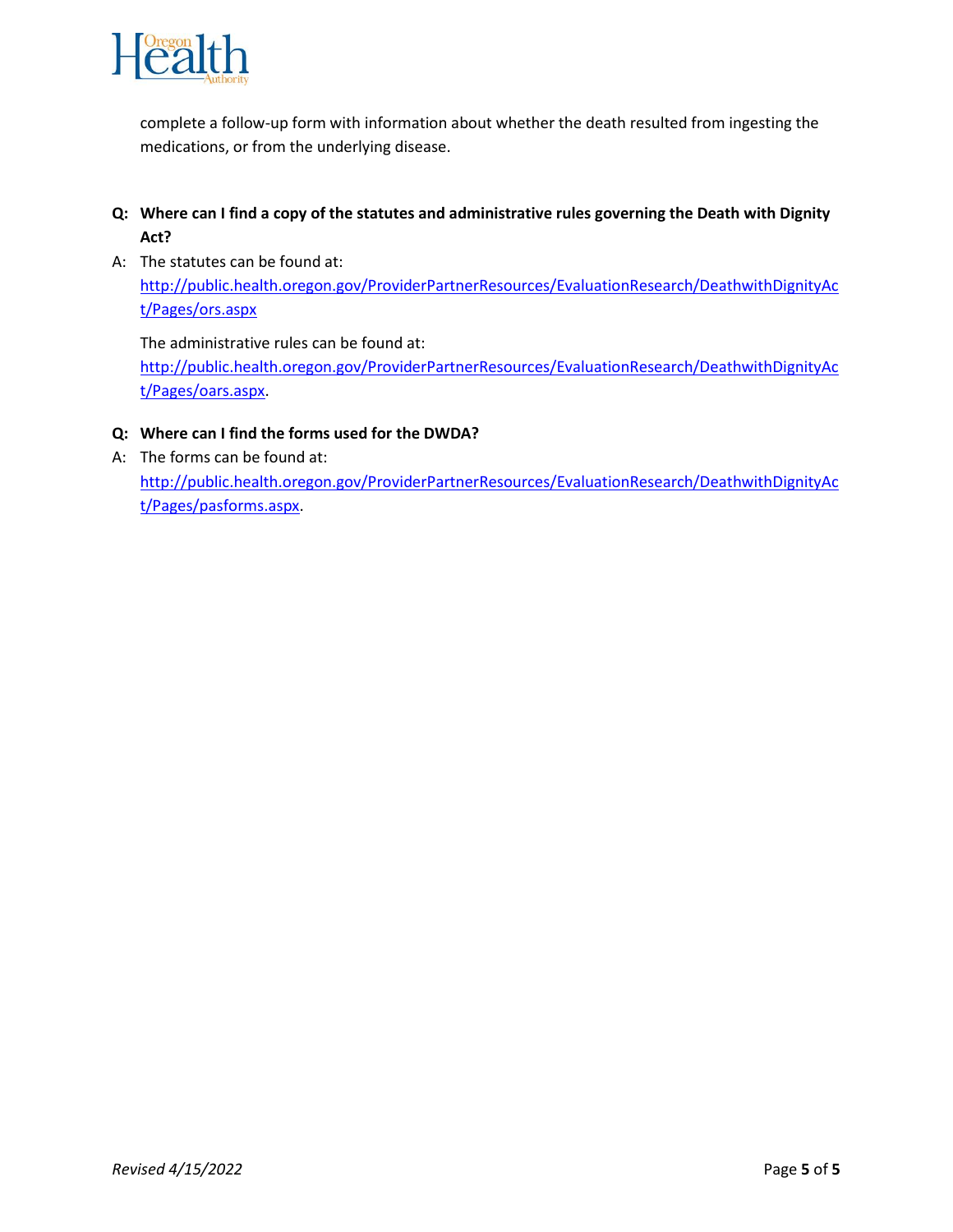complete a follow-up form with information about whether the death resulted from ingesting the medications, or from the underlying disease.

**Q: Where can I find a copy of the statutes and administrative rules governing the Death with Dignity Act?**

A: The statutes can be found at: http://public.health.oregon.gov/ProviderPartnerResources/EvaluationResearch/DeathwithDignityAct/Pages/ors.aspx

The administrative rules can be found at: http://public.health.oregon.gov/ProviderPartnerResources/EvaluationResearch/DeathwithDignityAct/Pages/oars.aspx.

**Q: Where can I find the forms used for the DWDA?**

A: The forms can be found at: http://public.health.oregon.gov/ProviderPartnerResources/EvaluationResearch/DeathwithDignityAct/Pages/pasforms.aspx.

*Revised 4/15/2022*